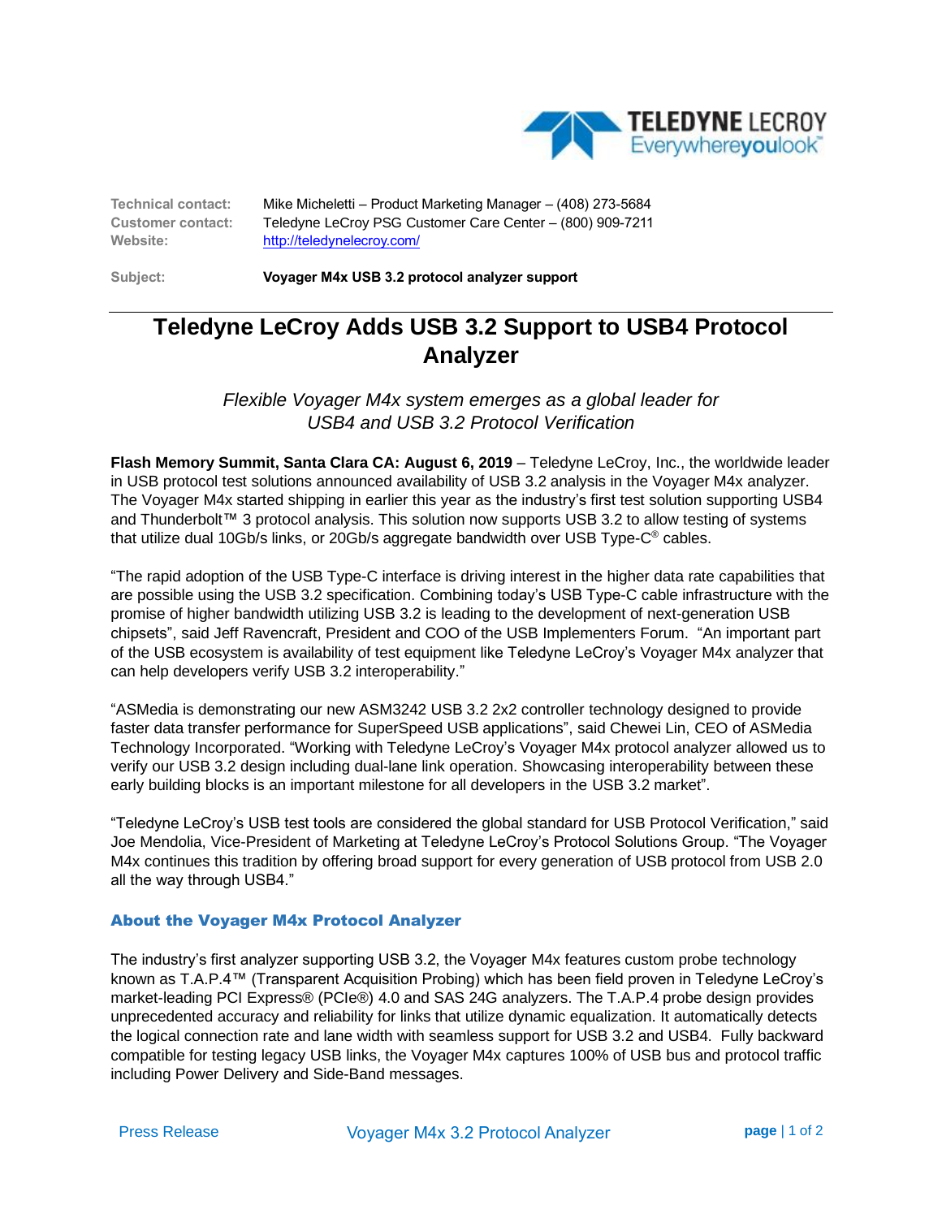| | |
|---|---|
| **Technical contact:** | Mike Micheletti – Product Marketing Manager – (408) 273-5684 |
| **Customer contact:** | Teledyne LeCroy PSG Customer Care Center – (800) 909-7211 |
| **Website:** | http://teledynelecroy.com/ |
| **Subject:** | **Voyager M4x USB 3.2 protocol analyzer support** |

# Teledyne LeCroy Adds USB 3.2 Support to USB4 Protocol Analyzer

*Flexible Voyager M4x system emerges as a global leader for USB4 and USB 3.2 Protocol Verification*

**Flash Memory Summit, Santa Clara CA: August 6, 2019** – Teledyne LeCroy, Inc., the worldwide leader in USB protocol test solutions announced availability of USB 3.2 analysis in the Voyager M4x analyzer. The Voyager M4x started shipping in earlier this year as the industry's first test solution supporting USB4 and Thunderbolt™ 3 protocol analysis. This solution now supports USB 3.2 to allow testing of systems that utilize dual 10Gb/s links, or 20Gb/s aggregate bandwidth over USB Type-C® cables.

"The rapid adoption of the USB Type-C interface is driving interest in the higher data rate capabilities that are possible using the USB 3.2 specification. Combining today's USB Type-C cable infrastructure with the promise of higher bandwidth utilizing USB 3.2 is leading to the development of next-generation USB chipsets", said Jeff Ravencraft, President and COO of the USB Implementers Forum. "An important part of the USB ecosystem is availability of test equipment like Teledyne LeCroy's Voyager M4x analyzer that can help developers verify USB 3.2 interoperability."

"ASMedia is demonstrating our new ASM3242 USB 3.2 2x2 controller technology designed to provide faster data transfer performance for SuperSpeed USB applications", said Chewei Lin, CEO of ASMedia Technology Incorporated. "Working with Teledyne LeCroy's Voyager M4x protocol analyzer allowed us to verify our USB 3.2 design including dual-lane link operation. Showcasing interoperability between these early building blocks is an important milestone for all developers in the USB 3.2 market".

"Teledyne LeCroy's USB test tools are considered the global standard for USB Protocol Verification," said Joe Mendolia, Vice-President of Marketing at Teledyne LeCroy's Protocol Solutions Group. "The Voyager M4x continues this tradition by offering broad support for every generation of USB protocol from USB 2.0 all the way through USB4."

## About the Voyager M4x Protocol Analyzer

The industry's first analyzer supporting USB 3.2, the Voyager M4x features custom probe technology known as T.A.P.4™ (Transparent Acquisition Probing) which has been field proven in Teledyne LeCroy's market-leading PCI Express® (PCIe®) 4.0 and SAS 24G analyzers. The T.A.P.4 probe design provides unprecedented accuracy and reliability for links that utilize dynamic equalization. It automatically detects the logical connection rate and lane width with seamless support for USB 3.2 and USB4. Fully backward compatible for testing legacy USB links, the Voyager M4x captures 100% of USB bus and protocol traffic including Power Delivery and Side-Band messages.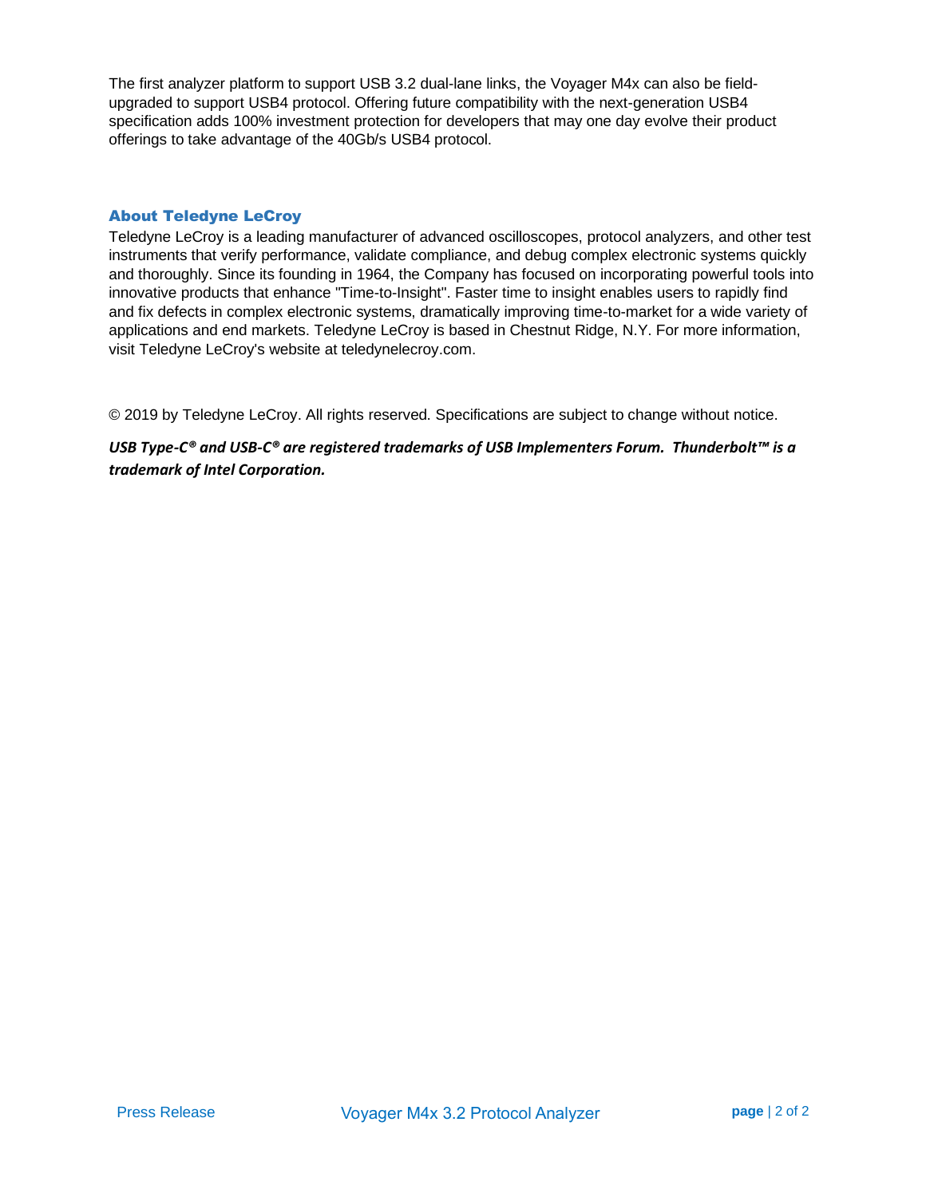The first analyzer platform to support USB 3.2 dual-lane links, the Voyager M4x can also be field-upgraded to support USB4 protocol. Offering future compatibility with the next-generation USB4 specification adds 100% investment protection for developers that may one day evolve their product offerings to take advantage of the 40Gb/s USB4 protocol.

## About Teledyne LeCroy

Teledyne LeCroy is a leading manufacturer of advanced oscilloscopes, protocol analyzers, and other test instruments that verify performance, validate compliance, and debug complex electronic systems quickly and thoroughly. Since its founding in 1964, the Company has focused on incorporating powerful tools into innovative products that enhance "Time-to-Insight". Faster time to insight enables users to rapidly find and fix defects in complex electronic systems, dramatically improving time-to-market for a wide variety of applications and end markets. Teledyne LeCroy is based in Chestnut Ridge, N.Y. For more information, visit Teledyne LeCroy's website at teledynelecroy.com.

© 2019 by Teledyne LeCroy. All rights reserved. Specifications are subject to change without notice.

***USB Type-C® and USB-C® are registered trademarks of USB Implementers Forum. Thunderbolt™ is a trademark of Intel Corporation.***